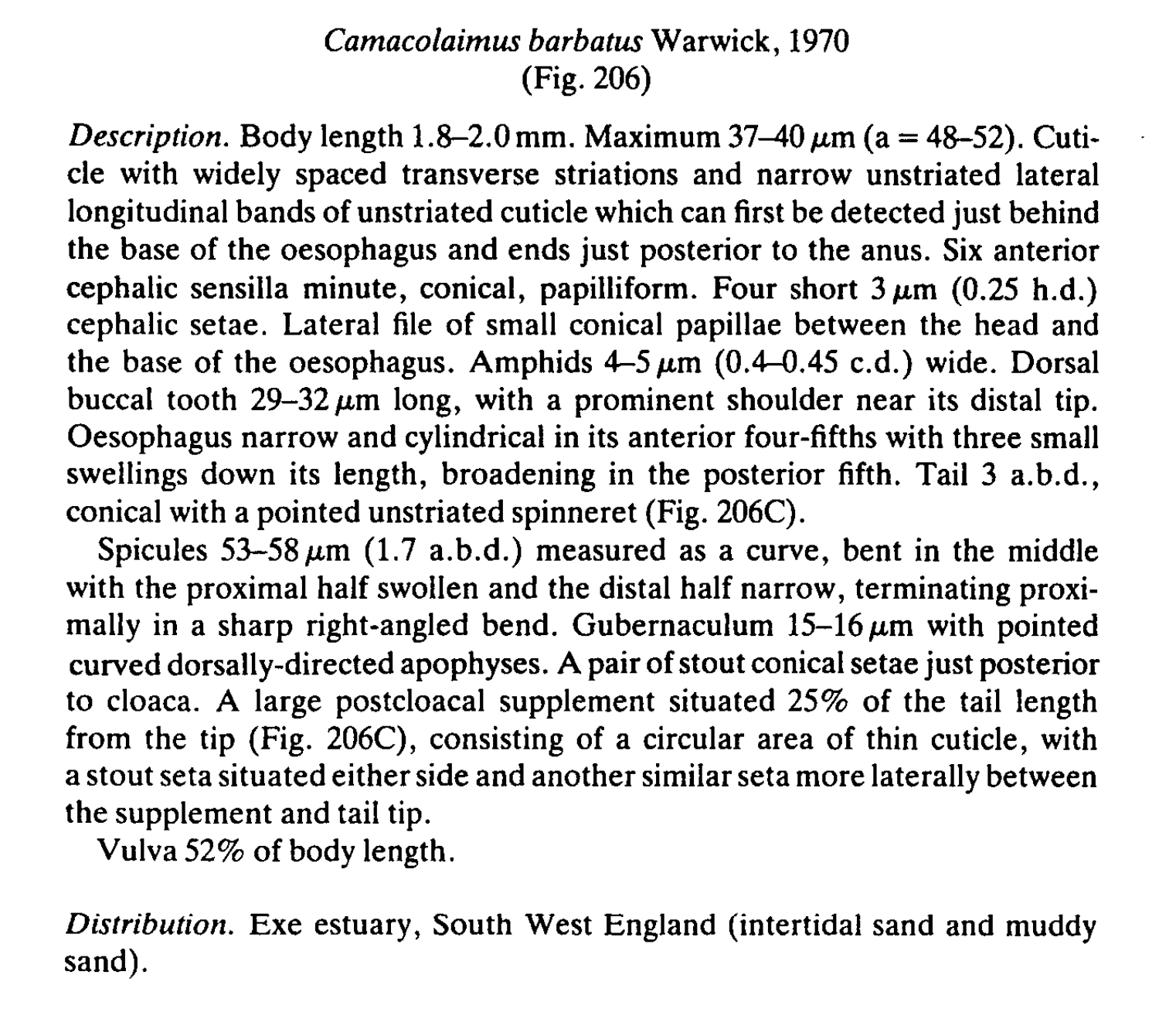## *Camacolaimus barbatus* Warwick, 1970
(Fig. 206)

*Description.* Body length 1.8–2.0 mm. Maximum 37–40 μm (a = 48–52). Cuticle with widely spaced transverse striations and narrow unstriated lateral longitudinal bands of unstriated cuticle which can first be detected just behind the base of the oesophagus and ends just posterior to the anus. Six anterior cephalic sensilla minute, conical, papilliform. Four short 3 μm (0.25 h.d.) cephalic setae. Lateral file of small conical papillae between the head and the base of the oesophagus. Amphids 4–5 μm (0.4–0.45 c.d.) wide. Dorsal buccal tooth 29–32 μm long, with a prominent shoulder near its distal tip. Oesophagus narrow and cylindrical in its anterior four-fifths with three small swellings down its length, broadening in the posterior fifth. Tail 3 a.b.d., conical with a pointed unstriated spinneret (Fig. 206C).

Spicules 53–58 μm (1.7 a.b.d.) measured as a curve, bent in the middle with the proximal half swollen and the distal half narrow, terminating proximally in a sharp right-angled bend. Gubernaculum 15–16 μm with pointed curved dorsally-directed apophyses. A pair of stout conical setae just posterior to cloaca. A large postcloacal supplement situated 25% of the tail length from the tip (Fig. 206C), consisting of a circular area of thin cuticle, with a stout seta situated either side and another similar seta more laterally between the supplement and tail tip.

Vulva 52% of body length.

*Distribution.* Exe estuary, South West England (intertidal sand and muddy sand).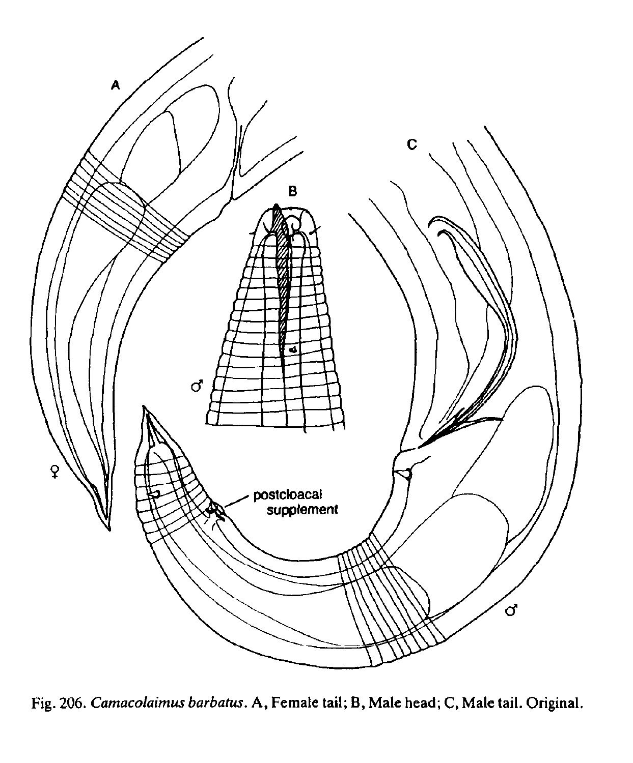A

B

C

♀

♂

♂

postcloacal supplement

Fig. 206. *Camacolaimus barbatus*. A, Female tail; B, Male head; C, Male tail. Original.